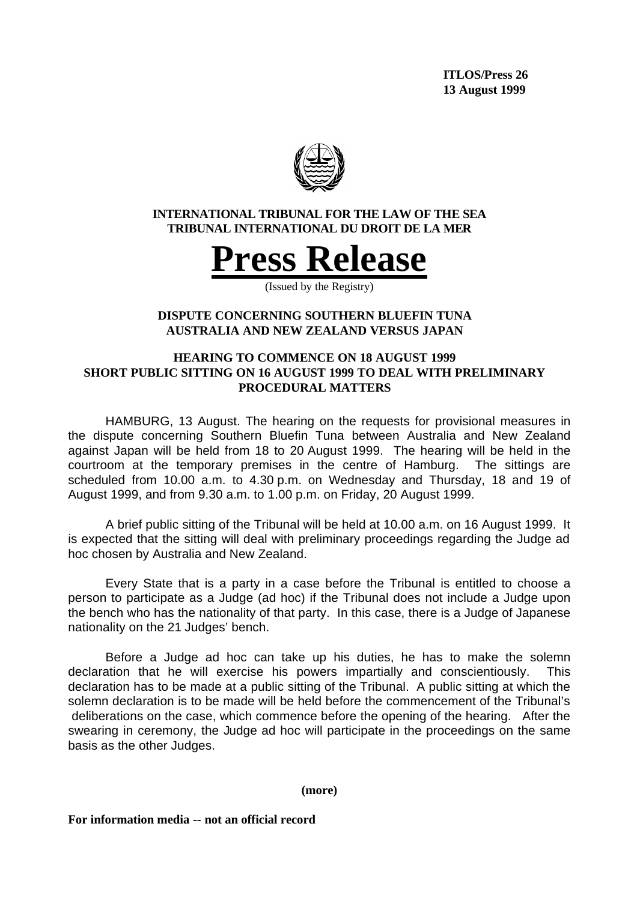**ITLOS/Press 26**
**13 August 1999**

**INTERNATIONAL TRIBUNAL FOR THE LAW OF THE SEA**
**TRIBUNAL INTERNATIONAL DU DROIT DE LA MER**

# Press Release

(Issued by the Registry)

**DISPUTE CONCERNING SOUTHERN BLUEFIN TUNA**
**AUSTRALIA AND NEW ZEALAND VERSUS JAPAN**

**HEARING TO COMMENCE ON 18 AUGUST 1999**
**SHORT PUBLIC SITTING ON 16 AUGUST 1999 TO DEAL WITH PRELIMINARY PROCEDURAL MATTERS**

HAMBURG, 13 August. The hearing on the requests for provisional measures in the dispute concerning Southern Bluefin Tuna between Australia and New Zealand against Japan will be held from 18 to 20 August 1999. The hearing will be held in the courtroom at the temporary premises in the centre of Hamburg. The sittings are scheduled from 10.00 a.m. to 4.30 p.m. on Wednesday and Thursday, 18 and 19 of August 1999, and from 9.30 a.m. to 1.00 p.m. on Friday, 20 August 1999.

A brief public sitting of the Tribunal will be held at 10.00 a.m. on 16 August 1999. It is expected that the sitting will deal with preliminary proceedings regarding the Judge ad hoc chosen by Australia and New Zealand.

Every State that is a party in a case before the Tribunal is entitled to choose a person to participate as a Judge (ad hoc) if the Tribunal does not include a Judge upon the bench who has the nationality of that party. In this case, there is a Judge of Japanese nationality on the 21 Judges' bench.

Before a Judge ad hoc can take up his duties, he has to make the solemn declaration that he will exercise his powers impartially and conscientiously. This declaration has to be made at a public sitting of the Tribunal. A public sitting at which the solemn declaration is to be made will be held before the commencement of the Tribunal's deliberations on the case, which commence before the opening of the hearing. After the swearing in ceremony, the Judge ad hoc will participate in the proceedings on the same basis as the other Judges.

**(more)**

**For information media -- not an official record**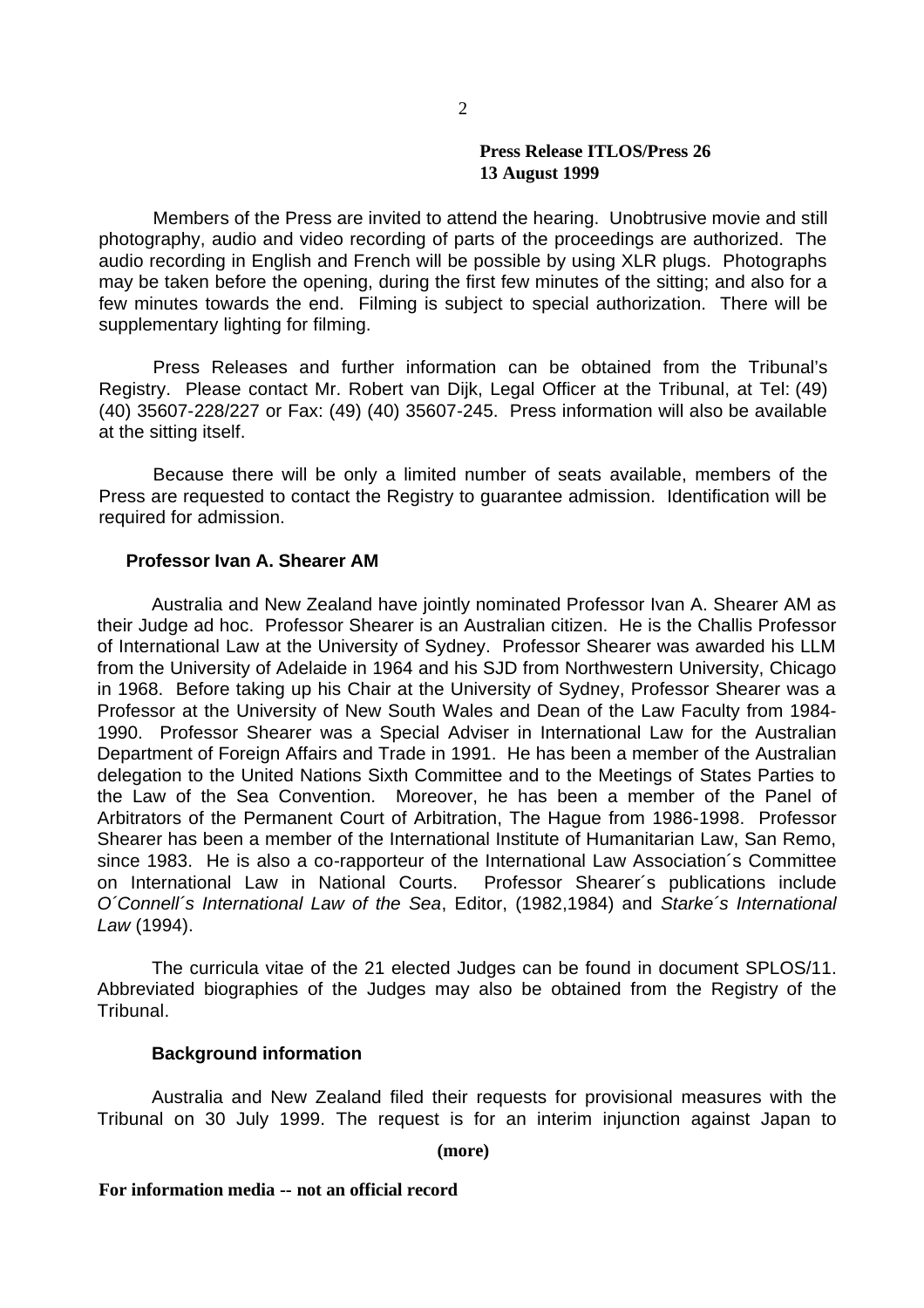**Press Release ITLOS/Press 26**
**13 August 1999**

Members of the Press are invited to attend the hearing. Unobtrusive movie and still photography, audio and video recording of parts of the proceedings are authorized. The audio recording in English and French will be possible by using XLR plugs. Photographs may be taken before the opening, during the first few minutes of the sitting; and also for a few minutes towards the end. Filming is subject to special authorization. There will be supplementary lighting for filming.

Press Releases and further information can be obtained from the Tribunal's Registry. Please contact Mr. Robert van Dijk, Legal Officer at the Tribunal, at Tel: (49) (40) 35607-228/227 or Fax: (49) (40) 35607-245. Press information will also be available at the sitting itself.

Because there will be only a limited number of seats available, members of the Press are requested to contact the Registry to guarantee admission. Identification will be required for admission.

**Professor Ivan A. Shearer AM**

Australia and New Zealand have jointly nominated Professor Ivan A. Shearer AM as their Judge ad hoc. Professor Shearer is an Australian citizen. He is the Challis Professor of International Law at the University of Sydney. Professor Shearer was awarded his LLM from the University of Adelaide in 1964 and his SJD from Northwestern University, Chicago in 1968. Before taking up his Chair at the University of Sydney, Professor Shearer was a Professor at the University of New South Wales and Dean of the Law Faculty from 1984-1990. Professor Shearer was a Special Adviser in International Law for the Australian Department of Foreign Affairs and Trade in 1991. He has been a member of the Australian delegation to the United Nations Sixth Committee and to the Meetings of States Parties to the Law of the Sea Convention. Moreover, he has been a member of the Panel of Arbitrators of the Permanent Court of Arbitration, The Hague from 1986-1998. Professor Shearer has been a member of the International Institute of Humanitarian Law, San Remo, since 1983. He is also a co-rapporteur of the International Law Association´s Committee on International Law in National Courts. Professor Shearer´s publications include *O´Connell´s International Law of the Sea*, Editor, (1982,1984) and *Starke´s International Law* (1994).

The curricula vitae of the 21 elected Judges can be found in document SPLOS/11. Abbreviated biographies of the Judges may also be obtained from the Registry of the Tribunal.

**Background information**

Australia and New Zealand filed their requests for provisional measures with the Tribunal on 30 July 1999. The request is for an interim injunction against Japan to

**(more)**

**For information media -- not an official record**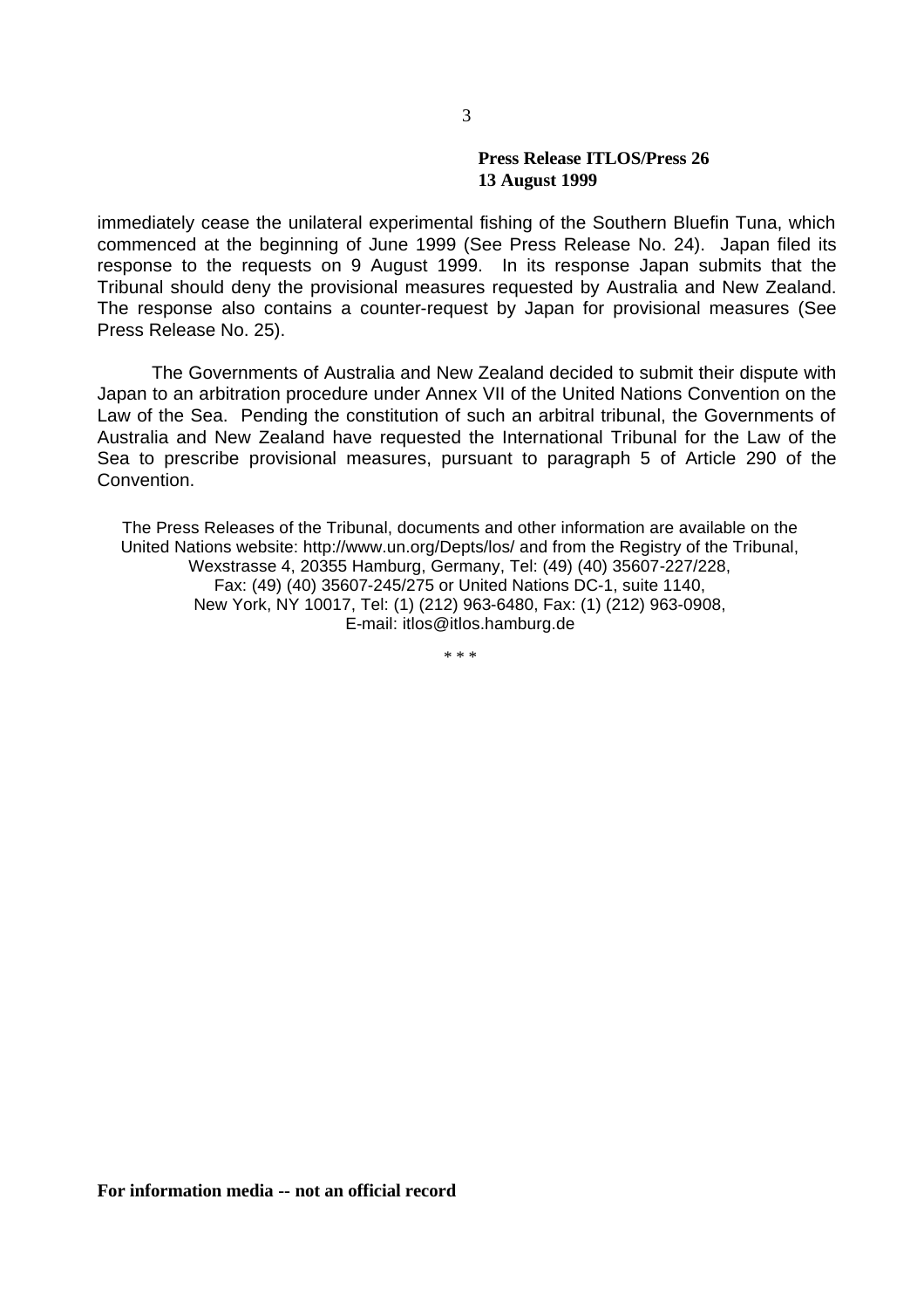immediately cease the unilateral experimental fishing of the Southern Bluefin Tuna, which commenced at the beginning of June 1999 (See Press Release No. 24). Japan filed its response to the requests on 9 August 1999. In its response Japan submits that the Tribunal should deny the provisional measures requested by Australia and New Zealand. The response also contains a counter-request by Japan for provisional measures (See Press Release No. 25).

The Governments of Australia and New Zealand decided to submit their dispute with Japan to an arbitration procedure under Annex VII of the United Nations Convention on the Law of the Sea. Pending the constitution of such an arbitral tribunal, the Governments of Australia and New Zealand have requested the International Tribunal for the Law of the Sea to prescribe provisional measures, pursuant to paragraph 5 of Article 290 of the Convention.

The Press Releases of the Tribunal, documents and other information are available on the United Nations website: http://www.un.org/Depts/los/ and from the Registry of the Tribunal, Wexstrasse 4, 20355 Hamburg, Germany, Tel: (49) (40) 35607-227/228, Fax: (49) (40) 35607-245/275 or United Nations DC-1, suite 1140, New York, NY 10017, Tel: (1) (212) 963-6480, Fax: (1) (212) 963-0908, E-mail: itlos@itlos.hamburg.de

\* \* \*